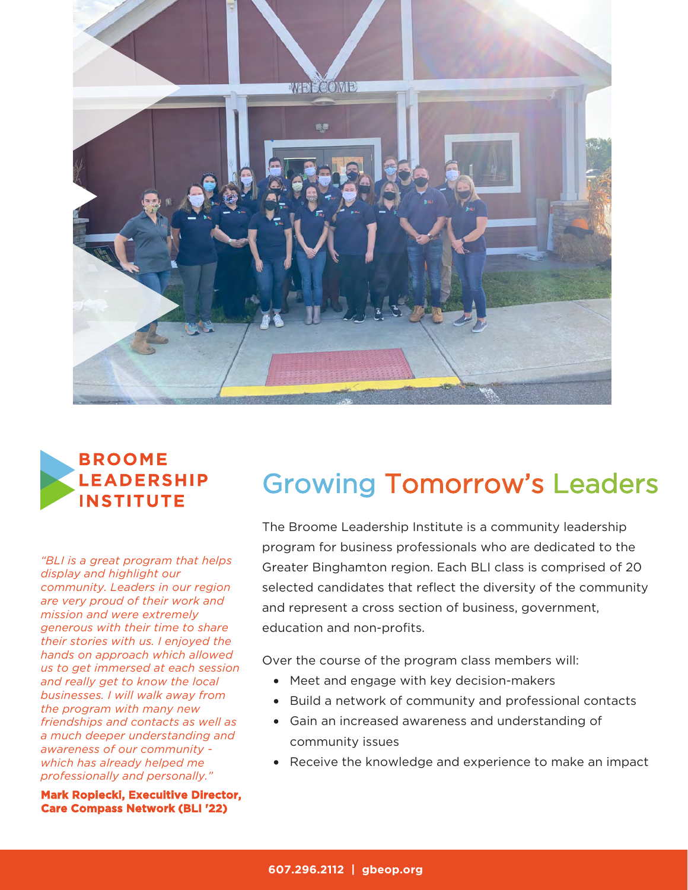**BROOME LEADERSHIP INSTITUTE**

# Growing Tomorrow's Leaders

The Broome Leadership Institute is a community leadership program for business professionals who are dedicated to the Greater Binghamton region. Each BLI class is comprised of 20 selected candidates that reflect the diversity of the community and represent a cross section of business, government, education and non-profits.

Over the course of the program class members will:

- Meet and engage with key decision-makers
- Build a network of community and professional contacts
- Gain an increased awareness and understanding of community issues
- Receive the knowledge and experience to make an impact

*"BLI is a great program that helps display and highlight our community. Leaders in our region are very proud of their work and mission and were extremely generous with their time to share their stories with us. I enjoyed the hands on approach which allowed us to get immersed at each session and really get to know the local businesses. I will walk away from the program with many new friendships and contacts as well as a much deeper understanding and awareness of our community - which has already helped me professionally and personally."*

**Mark Ropiecki, Executive Director, Care Compass Network (BLI '22)**

**607.296.2112 | gbeop.org**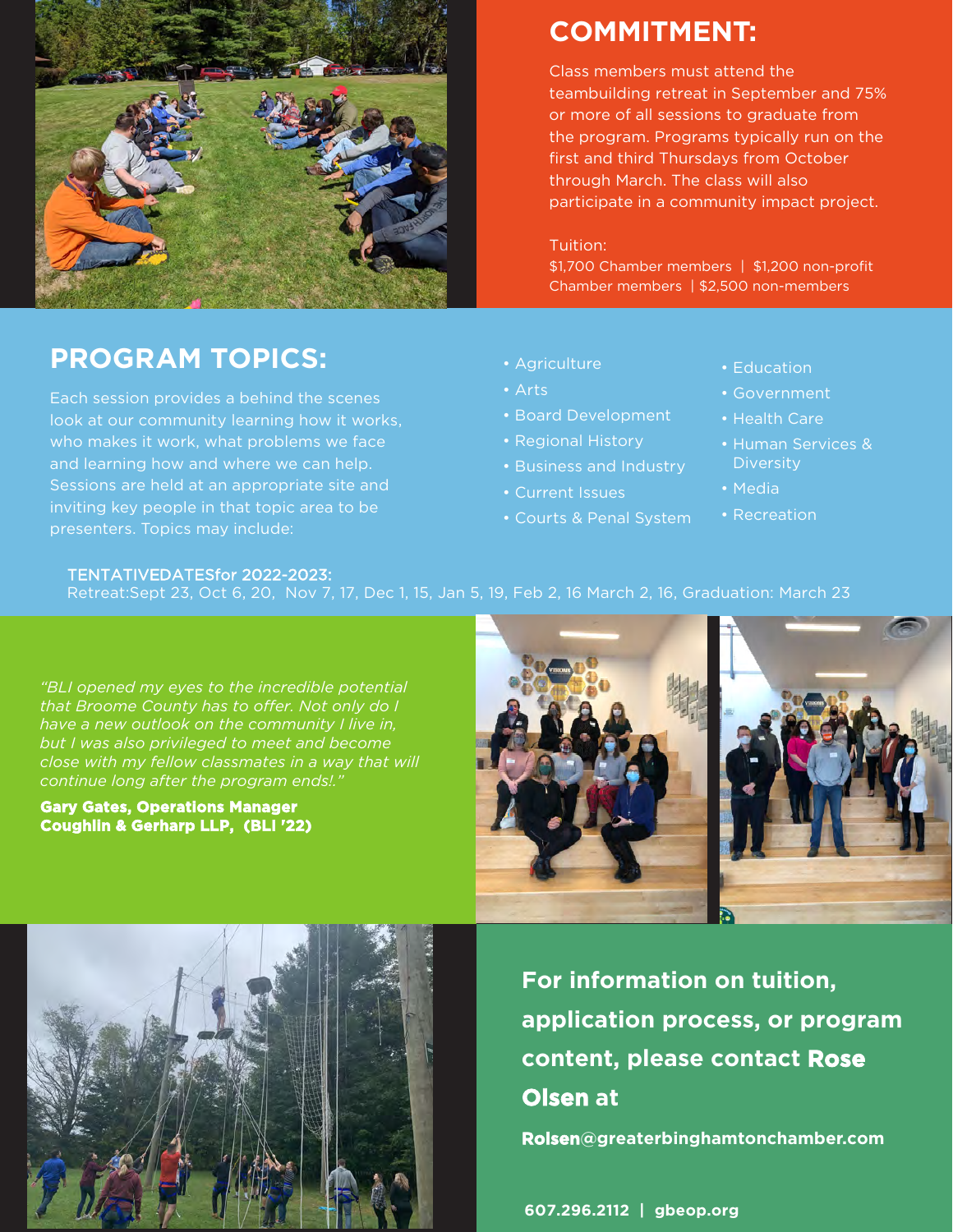## COMMITMENT:

Class members must attend the teambuilding retreat in September and 75% or more of all sessions to graduate from the program. Programs typically run on the first and third Thursdays from October through March. The class will also participate in a community impact project.

Tuition:
$1,700 Chamber members | $1,200 non-profit Chamber members | $2,500 non-members

## PROGRAM TOPICS:

Each session provides a behind the scenes look at our community learning how it works, who makes it work, what problems we face and learning how and where we can help. Sessions are held at an appropriate site and inviting key people in that topic area to be presenters. Topics may include:

- Agriculture
- Arts
- Board Development
- Regional History
- Business and Industry
- Current Issues
- Courts & Penal System
- Education
- Government
- Health Care
- Human Services & Diversity
- Media
- Recreation

TENTATIVEDATESfor 2022-2023:
Retreat:Sept 23, Oct 6, 20, Nov 7, 17, Dec 1, 15, Jan 5, 19, Feb 2, 16 March 2, 16, Graduation: March 23

*"BLI opened my eyes to the incredible potential that Broome County has to offer. Not only do I have a new outlook on the community I live in, but I was also privileged to meet and become close with my fellow classmates in a way that will continue long after the program ends!."*

**Gary Gates, Operations Manager**
**Coughlin & Gerharp LLP, (BLI '22)**

**For information on tuition, application process, or program content, please contact Rose Olsen at**

**Rolsen@greaterbinghamtonchamber.com**

**607.296.2112 | gbeop.org**